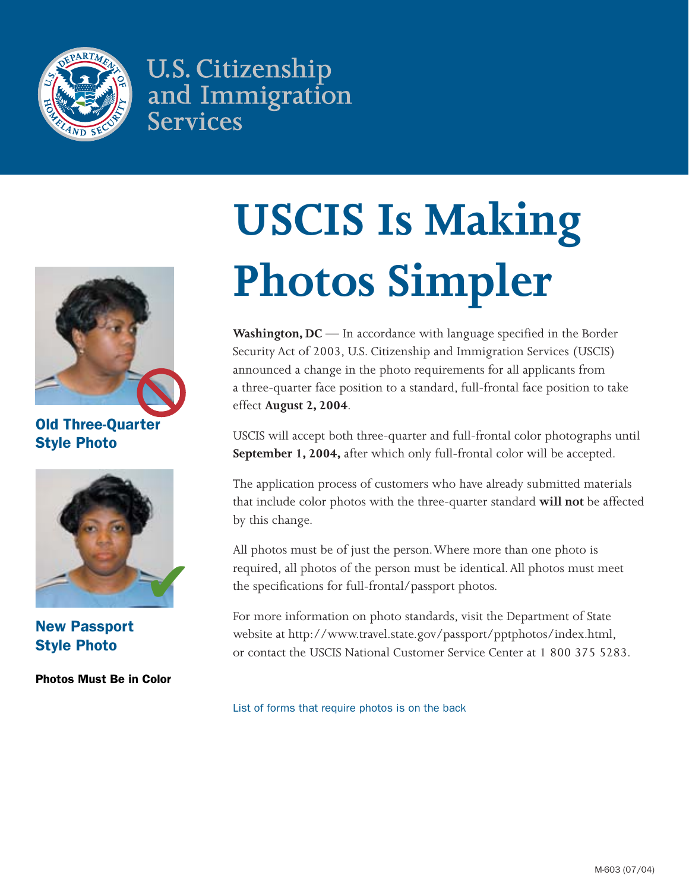U.S. Citizenship and Immigration Services

# USCIS Is Making Photos Simpler

**Old Three-Quarter Style Photo**

**New Passport Style Photo**

**Photos Must Be in Color**

**Washington, DC** — In accordance with language specified in the Border Security Act of 2003, U.S. Citizenship and Immigration Services (USCIS) announced a change in the photo requirements for all applicants from a three-quarter face position to a standard, full-frontal face position to take effect **August 2, 2004**.

USCIS will accept both three-quarter and full-frontal color photographs until **September 1, 2004,** after which only full-frontal color will be accepted.

The application process of customers who have already submitted materials that include color photos with the three-quarter standard **will not** be affected by this change.

All photos must be of just the person. Where more than one photo is required, all photos of the person must be identical. All photos must meet the specifications for full-frontal/passport photos.

For more information on photo standards, visit the Department of State website at http://www.travel.state.gov/passport/pptphotos/index.html, or contact the USCIS National Customer Service Center at 1 800 375 5283.

List of forms that require photos is on the back

M-603 (07/04)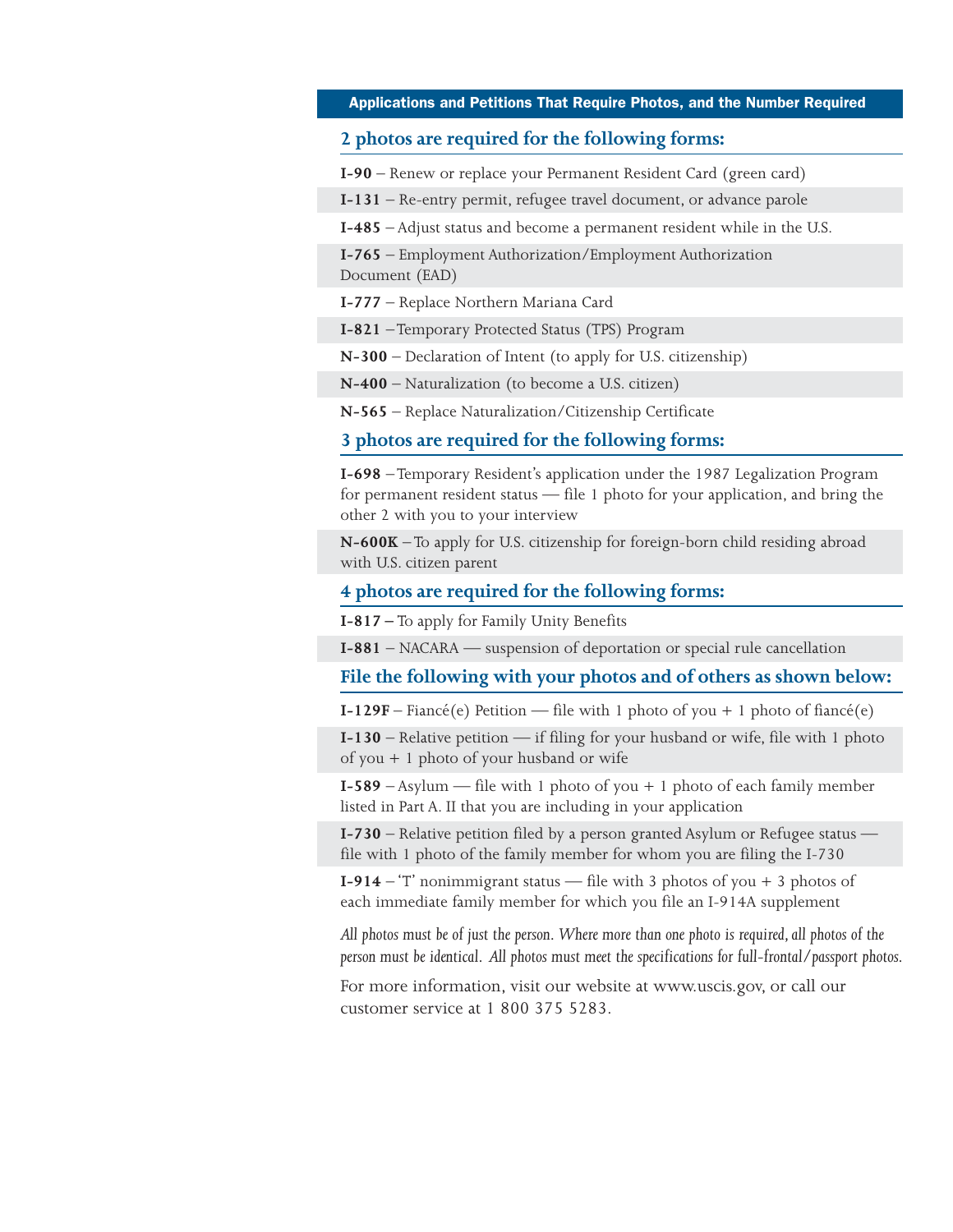## Applications and Petitions That Require Photos, and the Number Required

### 2 photos are required for the following forms:

**I-90** – Renew or replace your Permanent Resident Card (green card)

**I-131** – Re-entry permit, refugee travel document, or advance parole

**I-485** – Adjust status and become a permanent resident while in the U.S.

**I-765** – Employment Authorization/Employment Authorization Document (EAD)

**I-777** – Replace Northern Mariana Card

**I-821** – Temporary Protected Status (TPS) Program

**N-300** – Declaration of Intent (to apply for U.S. citizenship)

**N-400** – Naturalization (to become a U.S. citizen)

**N-565** – Replace Naturalization/Citizenship Certificate

### 3 photos are required for the following forms:

**I-698** – Temporary Resident's application under the 1987 Legalization Program for permanent resident status — file 1 photo for your application, and bring the other 2 with you to your interview

**N-600K** – To apply for U.S. citizenship for foreign-born child residing abroad with U.S. citizen parent

### 4 photos are required for the following forms:

**I-817** – To apply for Family Unity Benefits

**I-881** – NACARA — suspension of deportation or special rule cancellation

### File the following with your photos and of others as shown below:

**I-129F** – Fiancé(e) Petition — file with 1 photo of you + 1 photo of fiancé(e)

**I-130** – Relative petition — if filing for your husband or wife, file with 1 photo of you + 1 photo of your husband or wife

**I-589** – Asylum — file with 1 photo of you + 1 photo of each family member listed in Part A. II that you are including in your application

**I-730** – Relative petition filed by a person granted Asylum or Refugee status — file with 1 photo of the family member for whom you are filing the I-730

**I-914** – 'T' nonimmigrant status — file with 3 photos of you + 3 photos of each immediate family member for which you file an I-914A supplement

*All photos must be of just the person. Where more than one photo is required, all photos of the person must be identical. All photos must meet the specifications for full-frontal/passport photos.*

For more information, visit our website at www.uscis.gov, or call our customer service at 1 800 375 5283.